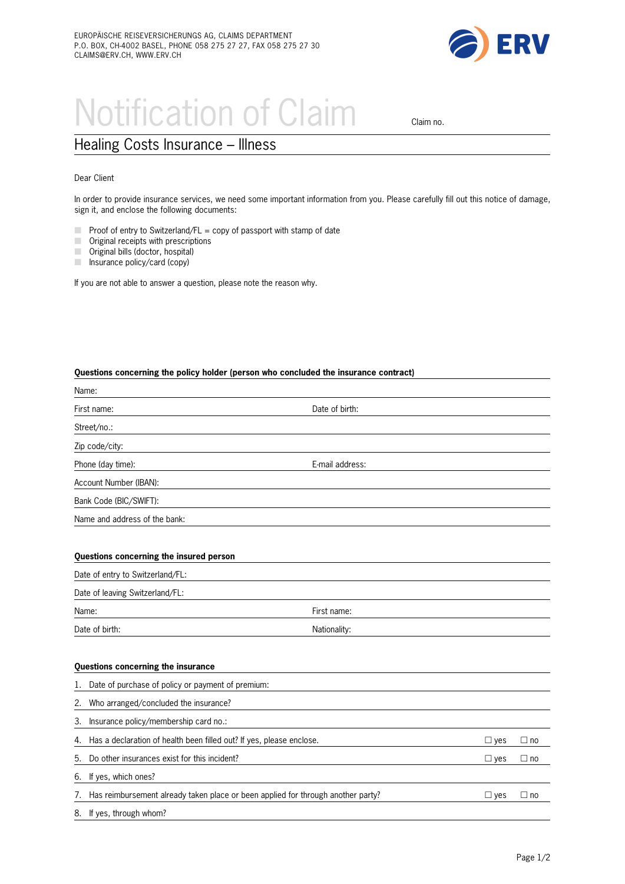EUROPÄISCHE REISEVERSICHERUNGS AG, CLAIMS DEPARTMENT
P.O. BOX, CH-4002 BASEL, PHONE 058 275 27 27, FAX 058 275 27 30
CLAIMS@ERV.CH, WWW.ERV.CH

ERV

# Notification of Claim

Claim no.

## Healing Costs Insurance – Illness

Dear Client

In order to provide insurance services, we need some important information from you. Please carefully fill out this notice of damage, sign it, and enclose the following documents:

- Proof of entry to Switzerland/FL = copy of passport with stamp of date
- Original receipts with prescriptions
- Original bills (doctor, hospital)
- Insurance policy/card (copy)

If you are not able to answer a question, please note the reason why.

**Questions concerning the policy holder (person who concluded the insurance contract)**

| | |
|---|---|
| Name: | |
| First name: | Date of birth: |
| Street/no.: | |
| Zip code/city: | |
| Phone (day time): | E-mail address: |
| Account Number (IBAN): | |
| Bank Code (BIC/SWIFT): | |
| Name and address of the bank: | |

**Questions concerning the insured person**

| | |
|---|---|
| Date of entry to Switzerland/FL: | |
| Date of leaving Switzerland/FL: | |
| Name: | First name: |
| Date of birth: | Nationality: |

**Questions concerning the insurance**

| | | |
|---|---|---|
| 1. Date of purchase of policy or payment of premium: | | |
| 2. Who arranged/concluded the insurance? | | |
| 3. Insurance policy/membership card no.: | | |
| 4. Has a declaration of health been filled out? If yes, please enclose. | ☐ yes | ☐ no |
| 5. Do other insurances exist for this incident? | ☐ yes | ☐ no |
| 6. If yes, which ones? | | |
| 7. Has reimbursement already taken place or been applied for through another party? | ☐ yes | ☐ no |
| 8. If yes, through whom? | | |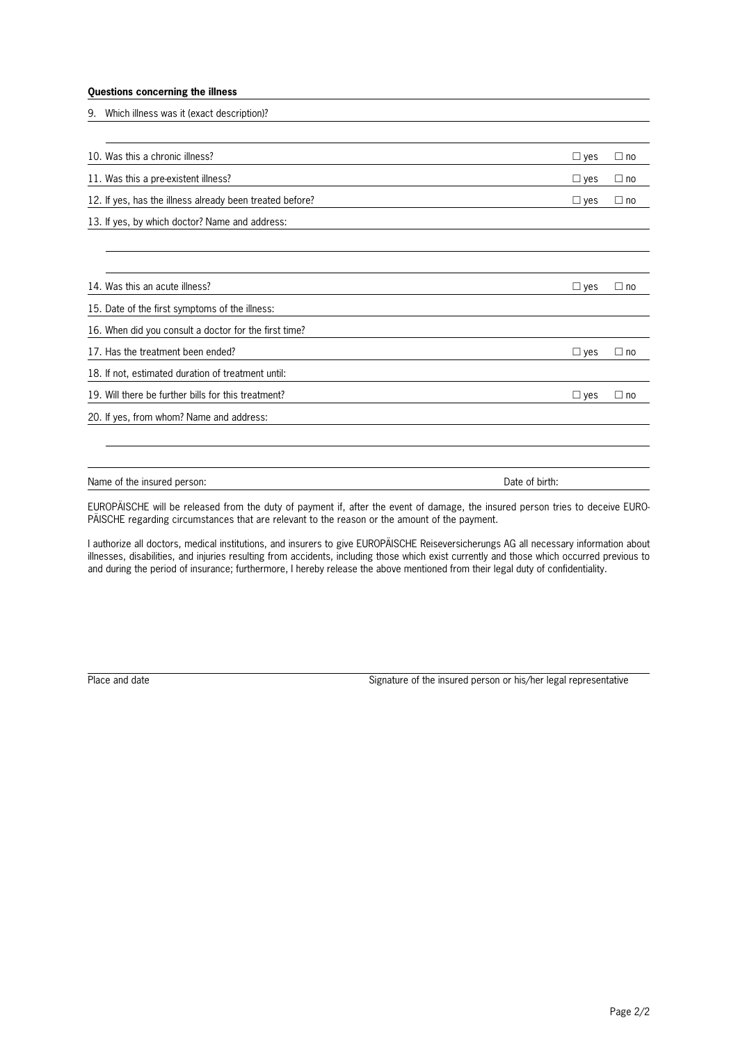**Questions concerning the illness**

9. Which illness was it (exact description)?

10. Was this a chronic illness? ☐ yes ☐ no

11. Was this a pre-existent illness? ☐ yes ☐ no

12. If yes, has the illness already been treated before? ☐ yes ☐ no

13. If yes, by which doctor? Name and address:

14. Was this an acute illness? ☐ yes ☐ no

15. Date of the first symptoms of the illness:

16. When did you consult a doctor for the first time?

17. Has the treatment been ended? ☐ yes ☐ no

18. If not, estimated duration of treatment until:

19. Will there be further bills for this treatment? ☐ yes ☐ no

20. If yes, from whom? Name and address:

Name of the insured person: Date of birth:

EUROPÄISCHE will be released from the duty of payment if, after the event of damage, the insured person tries to deceive EUROPÄISCHE regarding circumstances that are relevant to the reason or the amount of the payment.

I authorize all doctors, medical institutions, and insurers to give EUROPÄISCHE Reiseversicherungs AG all necessary information about illnesses, disabilities, and injuries resulting from accidents, including those which exist currently and those which occurred previous to and during the period of insurance; furthermore, I hereby release the above mentioned from their legal duty of confidentiality.

Place and date Signature of the insured person or his/her legal representative